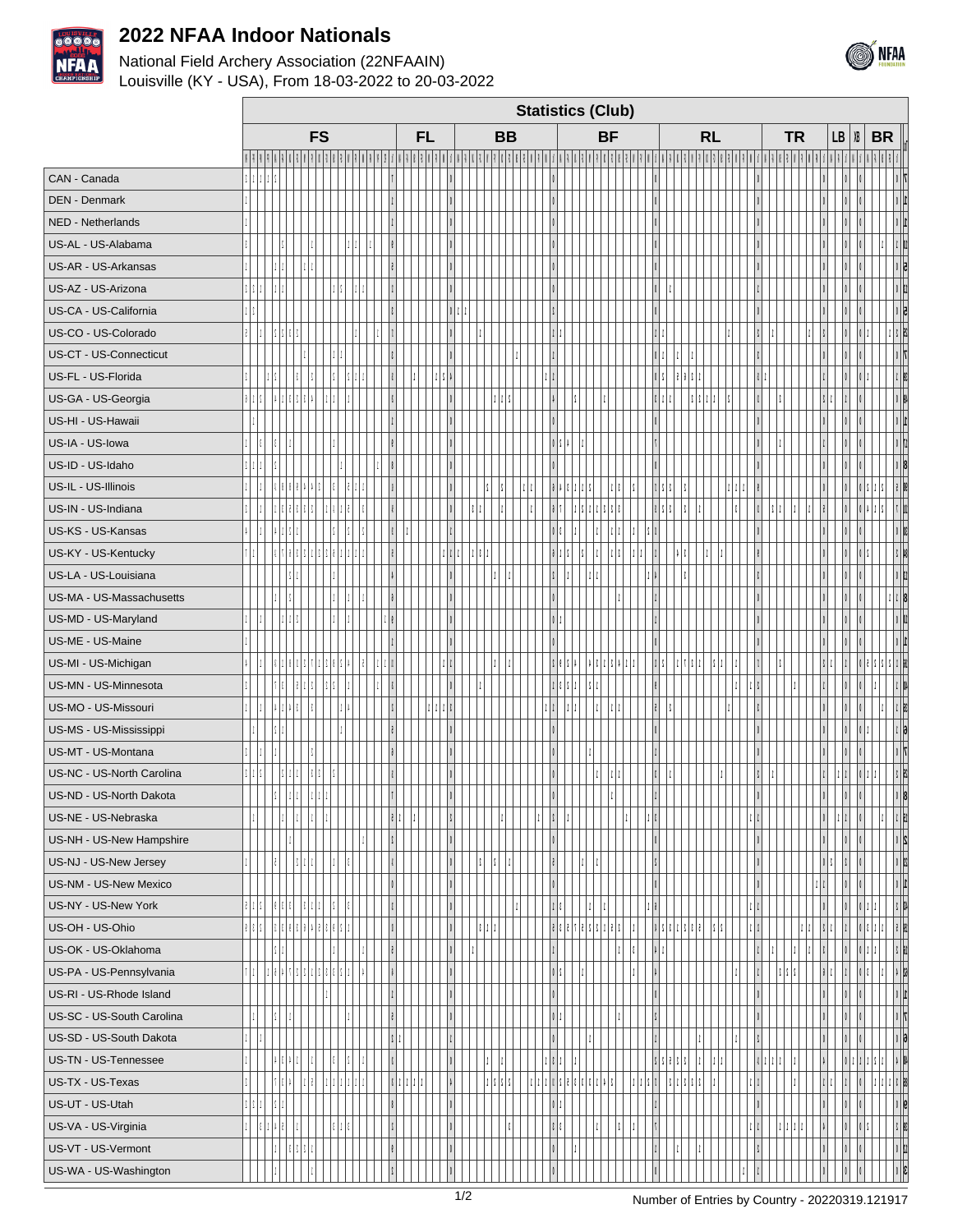# 2022 NFAA Indoor Nationals

National Field Archery Association (22NFAAIN)
Louisville (KY - USA), From 18-03-2022 to 20-03-2022

## Statistics (Club)

The individual count values in this table are too small to read and have been left blank.

| Club | FS | FL | BB | BF | RL | TR | LB | YB | BR |
|---|---|---|---|---|---|---|---|---|---|
| CAN - Canada | | | | | | | | | |
| DEN - Denmark | | | | | | | | | |
| NED - Netherlands | | | | | | | | | |
| US-AL - US-Alabama | | | | | | | | | |
| US-AR - US-Arkansas | | | | | | | | | |
| US-AZ - US-Arizona | | | | | | | | | |
| US-CA - US-California | | | | | | | | | |
| US-CO - US-Colorado | | | | | | | | | |
| US-CT - US-Connecticut | | | | | | | | | |
| US-FL - US-Florida | | | | | | | | | |
| US-GA - US-Georgia | | | | | | | | | |
| US-HI - US-Hawaii | | | | | | | | | |
| US-IA - US-Iowa | | | | | | | | | |
| US-ID - US-Idaho | | | | | | | | | |
| US-IL - US-Illinois | | | | | | | | | |
| US-IN - US-Indiana | | | | | | | | | |
| US-KS - US-Kansas | | | | | | | | | |
| US-KY - US-Kentucky | | | | | | | | | |
| US-LA - US-Louisiana | | | | | | | | | |
| US-MA - US-Massachusetts | | | | | | | | | |
| US-MD - US-Maryland | | | | | | | | | |
| US-ME - US-Maine | | | | | | | | | |
| US-MI - US-Michigan | | | | | | | | | |
| US-MN - US-Minnesota | | | | | | | | | |
| US-MO - US-Missouri | | | | | | | | | |
| US-MS - US-Mississippi | | | | | | | | | |
| US-MT - US-Montana | | | | | | | | | |
| US-NC - US-North Carolina | | | | | | | | | |
| US-ND - US-North Dakota | | | | | | | | | |
| US-NE - US-Nebraska | | | | | | | | | |
| US-NH - US-New Hampshire | | | | | | | | | |
| US-NJ - US-New Jersey | | | | | | | | | |
| US-NM - US-New Mexico | | | | | | | | | |
| US-NY - US-New York | | | | | | | | | |
| US-OH - US-Ohio | | | | | | | | | |
| US-OK - US-Oklahoma | | | | | | | | | |
| US-PA - US-Pennsylvania | | | | | | | | | |
| US-RI - US-Rhode Island | | | | | | | | | |
| US-SC - US-South Carolina | | | | | | | | | |
| US-SD - US-South Dakota | | | | | | | | | |
| US-TN - US-Tennessee | | | | | | | | | |
| US-TX - US-Texas | | | | | | | | | |
| US-UT - US-Utah | | | | | | | | | |
| US-VA - US-Virginia | | | | | | | | | |
| US-VT - US-Vermont | | | | | | | | | |
| US-WA - US-Washington | | | | | | | | | |

Number of Entries by Country - 20220319.121917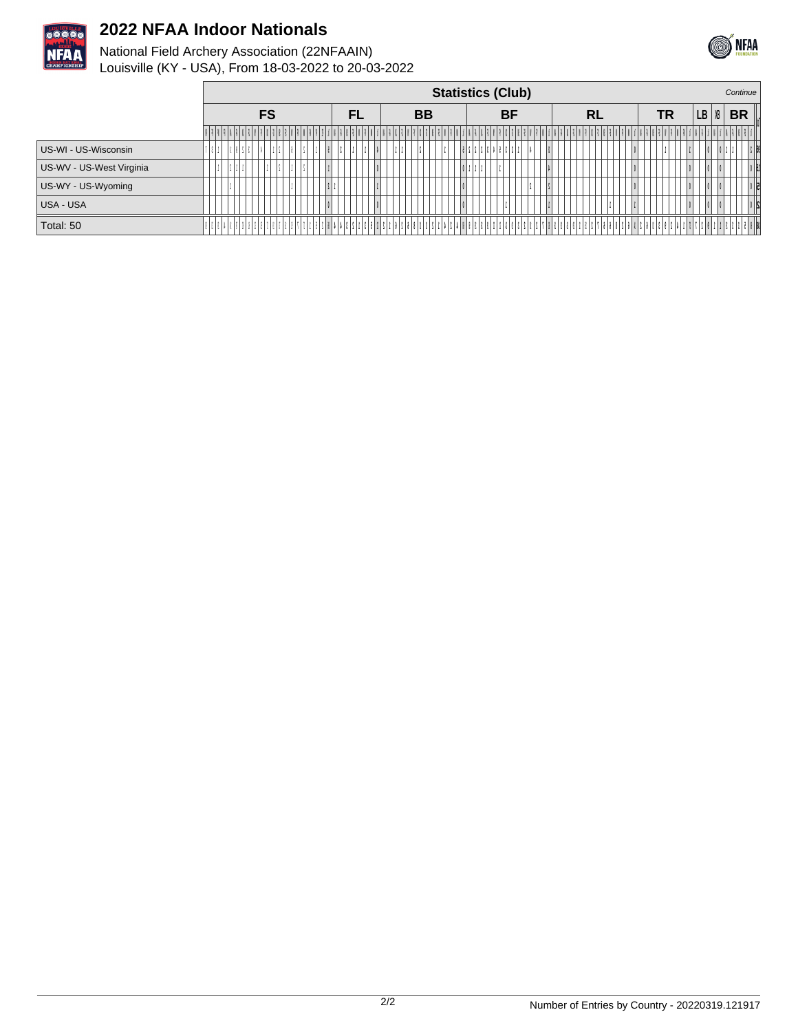# 2022 NFAA Indoor Nationals

National Field Archery Association (22NFAAIN)
Louisville (KY - USA), From 18-03-2022 to 20-03-2022

## Statistics (Club)

*Continue*

| | FS | FL | BB | BF | RL | TR | LB | JB | BR |
|---|---|---|---|---|---|---|---|---|---|
| US-WI - US-Wisconsin | | | | | | | | | |
| US-WV - US-West Virginia | | | | | | | | | |
| US-WY - US-Wyoming | | | | | | | | | |
| USA - USA | | | | | | | | | |
| Total: 50 | | | | | | | | | |